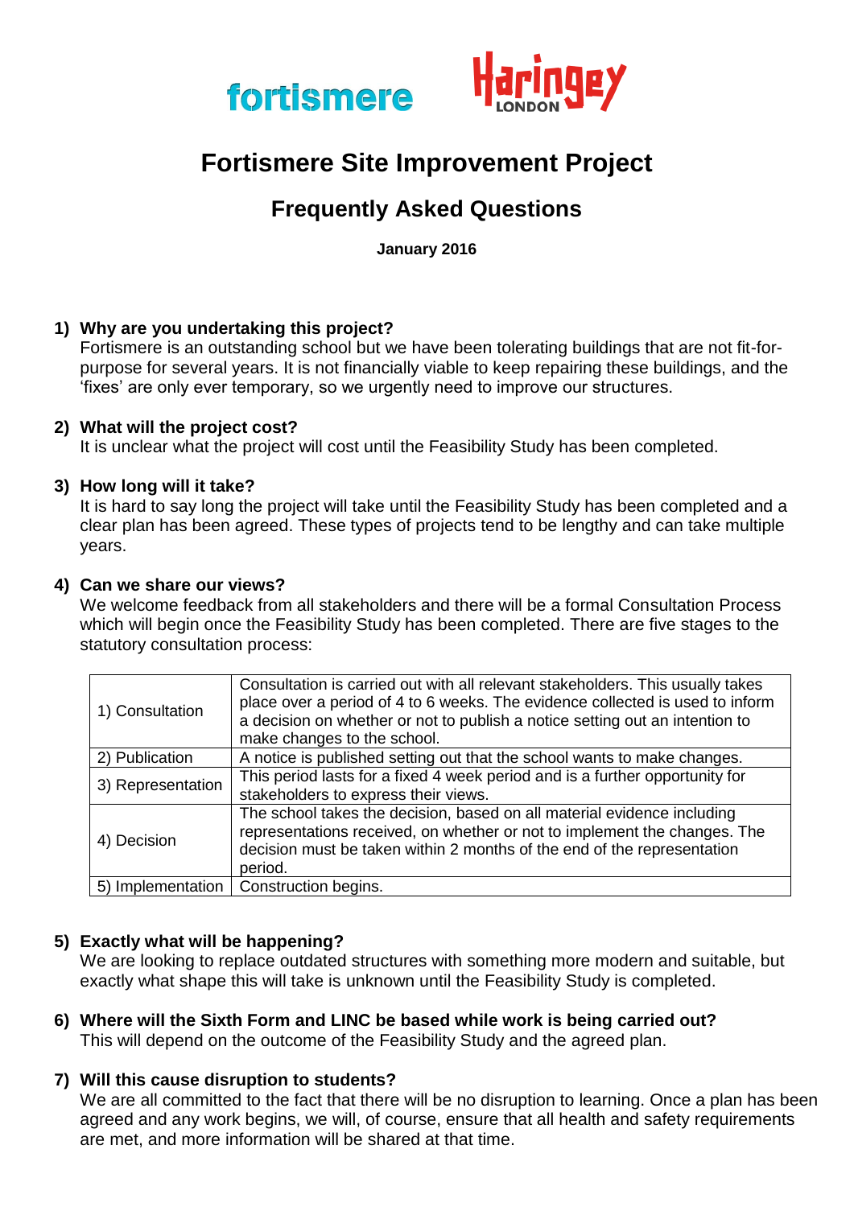fortismere Haringey LONDON

# Fortismere Site Improvement Project

## Frequently Asked Questions

**January 2016**

1) **Why are you undertaking this project?**
   Fortismere is an outstanding school but we have been tolerating buildings that are not fit-for-purpose for several years. It is not financially viable to keep repairing these buildings, and the 'fixes' are only ever temporary, so we urgently need to improve our structures.

2) **What will the project cost?**
   It is unclear what the project will cost until the Feasibility Study has been completed.

3) **How long will it take?**
   It is hard to say long the project will take until the Feasibility Study has been completed and a clear plan has been agreed. These types of projects tend to be lengthy and can take multiple years.

4) **Can we share our views?**
   We welcome feedback from all stakeholders and there will be a formal Consultation Process which will begin once the Feasibility Study has been completed. There are five stages to the statutory consultation process:

| Stage | Description |
|---|---|
| 1) Consultation | Consultation is carried out with all relevant stakeholders. This usually takes place over a period of 4 to 6 weeks. The evidence collected is used to inform a decision on whether or not to publish a notice setting out an intention to make changes to the school. |
| 2) Publication | A notice is published setting out that the school wants to make changes. |
| 3) Representation | This period lasts for a fixed 4 week period and is a further opportunity for stakeholders to express their views. |
| 4) Decision | The school takes the decision, based on all material evidence including representations received, on whether or not to implement the changes. The decision must be taken within 2 months of the end of the representation period. |
| 5) Implementation | Construction begins. |

5) **Exactly what will be happening?**
   We are looking to replace outdated structures with something more modern and suitable, but exactly what shape this will take is unknown until the Feasibility Study is completed.

6) **Where will the Sixth Form and LINC be based while work is being carried out?**
   This will depend on the outcome of the Feasibility Study and the agreed plan.

7) **Will this cause disruption to students?**
   We are all committed to the fact that there will be no disruption to learning. Once a plan has been agreed and any work begins, we will, of course, ensure that all health and safety requirements are met, and more information will be shared at that time.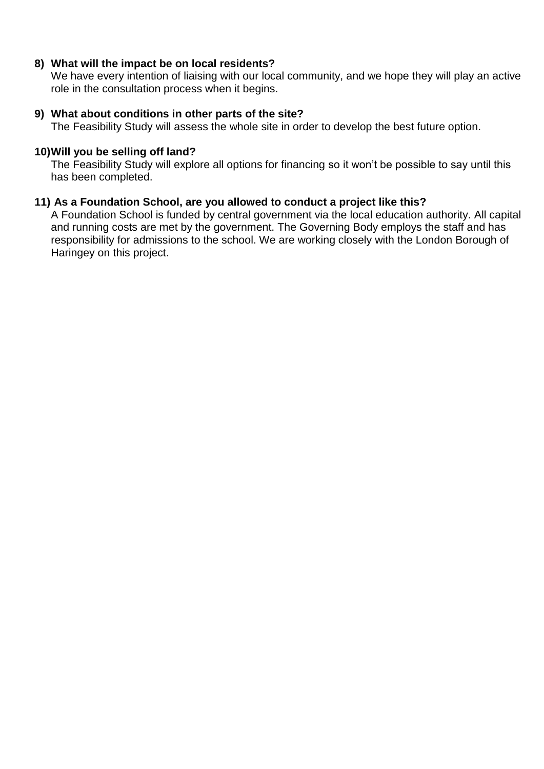8) **What will the impact be on local residents?**
   We have every intention of liaising with our local community, and we hope they will play an active role in the consultation process when it begins.

9) **What about conditions in other parts of the site?**
   The Feasibility Study will assess the whole site in order to develop the best future option.

10) **Will you be selling off land?**
    The Feasibility Study will explore all options for financing so it won't be possible to say until this has been completed.

11) **As a Foundation School, are you allowed to conduct a project like this?**
    A Foundation School is funded by central government via the local education authority. All capital and running costs are met by the government. The Governing Body employs the staff and has responsibility for admissions to the school. We are working closely with the London Borough of Haringey on this project.